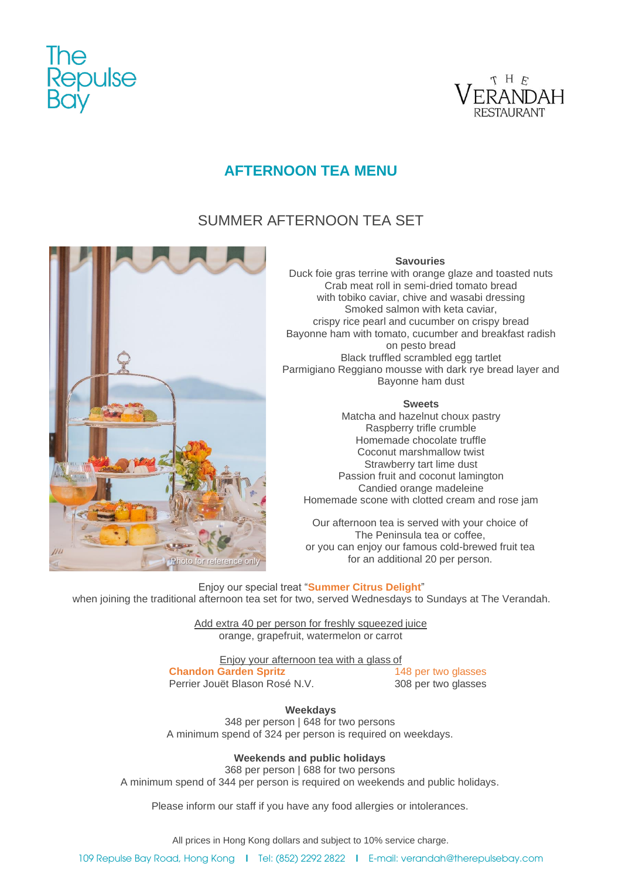The Repulse Bay

THE VERANDAH RESTAURANT

# AFTERNOON TEA MENU

## SUMMER AFTERNOON TEA SET

**Savouries**

Duck foie gras terrine with orange glaze and toasted nuts
Crab meat roll in semi-dried tomato bread with tobiko caviar, chive and wasabi dressing
Smoked salmon with keta caviar, crispy rice pearl and cucumber on crispy bread
Bayonne ham with tomato, cucumber and breakfast radish on pesto bread
Black truffled scrambled egg tartlet
Parmigiano Reggiano mousse with dark rye bread layer and Bayonne ham dust

**Sweets**

Matcha and hazelnut choux pastry
Raspberry trifle crumble
Homemade chocolate truffle
Coconut marshmallow twist
Strawberry tart lime dust
Passion fruit and coconut lamington
Candied orange madeleine
Homemade scone with clotted cream and rose jam

Our afternoon tea is served with your choice of The Peninsula tea or coffee, or you can enjoy our famous cold-brewed fruit tea for an additional 20 per person.

Photo for reference only

Enjoy our special treat "**Summer Citrus Delight**" when joining the traditional afternoon tea set for two, served Wednesdays to Sundays at The Verandah.

Add extra 40 per person for freshly squeezed juice
orange, grapefruit, watermelon or carrot

Enjoy your afternoon tea with a glass of

| | |
|---|---|
| **Chandon Garden Spritz** | 148 per two glasses |
| Perrier Jouët Blason Rosé N.V. | 308 per two glasses |

**Weekdays**

348 per person | 648 for two persons
A minimum spend of 324 per person is required on weekdays.

**Weekends and public holidays**

368 per person | 688 for two persons
A minimum spend of 344 per person is required on weekends and public holidays.

Please inform our staff if you have any food allergies or intolerances.

All prices in Hong Kong dollars and subject to 10% service charge.

109 Repulse Bay Road, Hong Kong | Tel: (852) 2292 2822 | E-mail: verandah@therepulsebay.com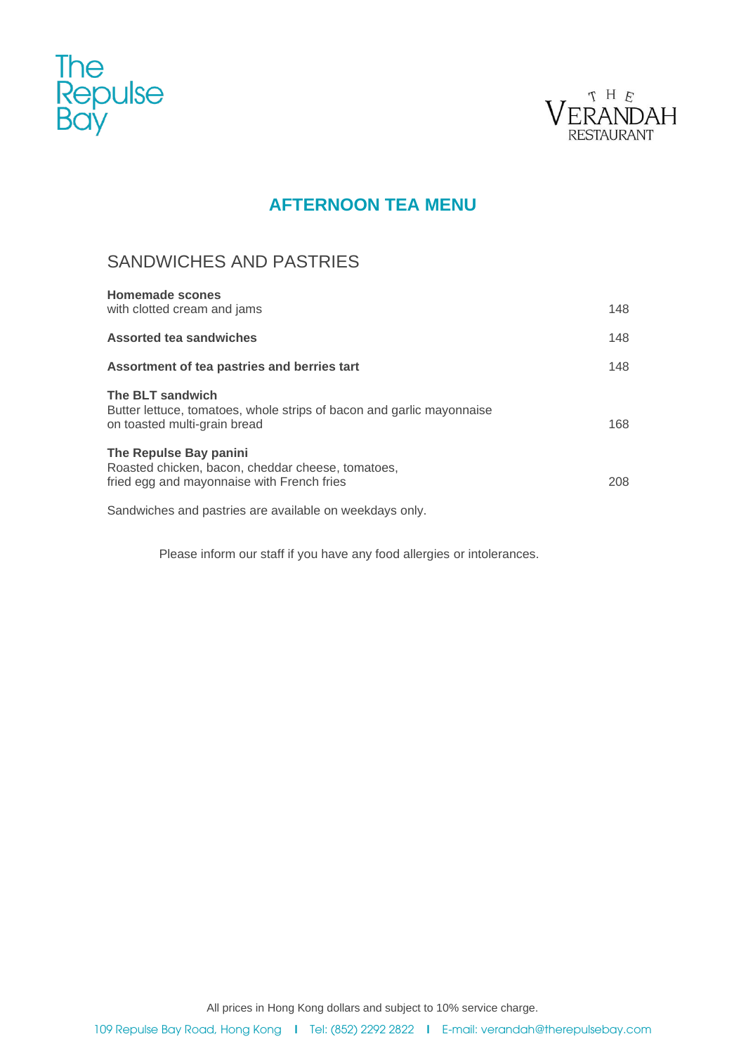The Repulse Bay

THE VERANDAH RESTAURANT

# AFTERNOON TEA MENU

## SANDWICHES AND PASTRIES

**Homemade scones**
with clotted cream and jams — 148

**Assorted tea sandwiches** — 148

**Assortment of tea pastries and berries tart** — 148

**The BLT sandwich**
Butter lettuce, tomatoes, whole strips of bacon and garlic mayonnaise on toasted multi-grain bread — 168

**The Repulse Bay panini**
Roasted chicken, bacon, cheddar cheese, tomatoes, fried egg and mayonnaise with French fries — 208

Sandwiches and pastries are available on weekdays only.

Please inform our staff if you have any food allergies or intolerances.

All prices in Hong Kong dollars and subject to 10% service charge.

109 Repulse Bay Road, Hong Kong | Tel: (852) 2292 2822 | E-mail: verandah@therepulsebay.com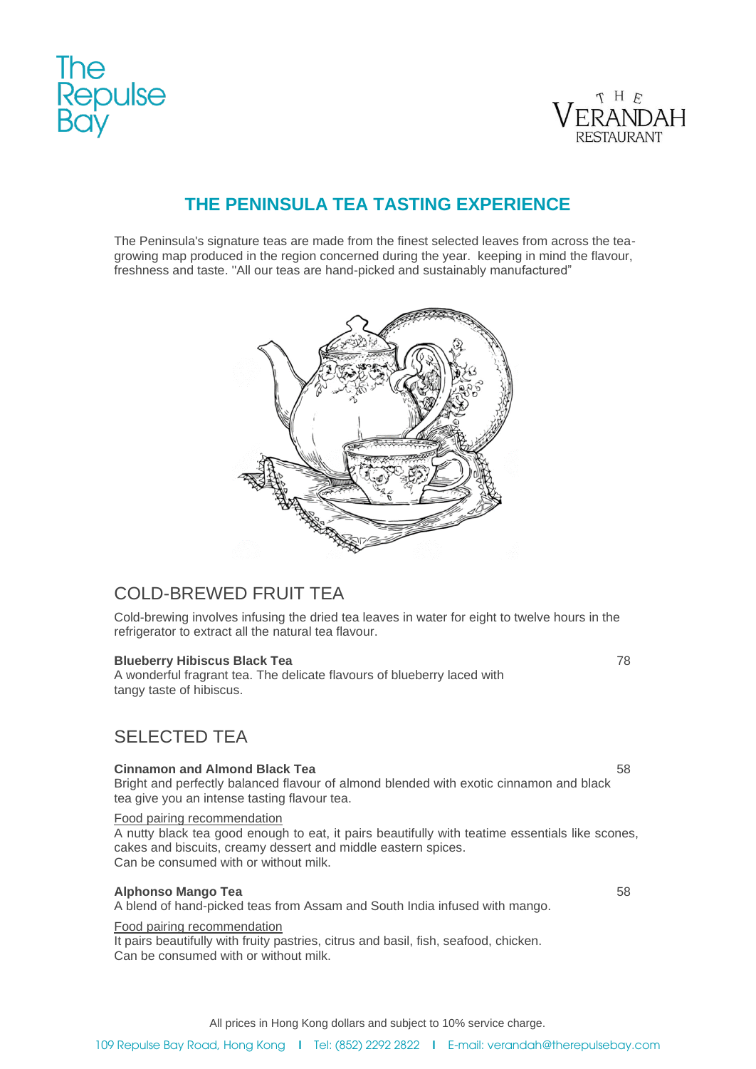# THE PENINSULA TEA TASTING EXPERIENCE

The Peninsula's signature teas are made from the finest selected leaves from across the tea-growing map produced in the region concerned during the year.  keeping in mind the flavour, freshness and taste. "All our teas are hand-picked and sustainably manufactured"

## COLD-BREWED FRUIT TEA

Cold-brewing involves infusing the dried tea leaves in water for eight to twelve hours in the refrigerator to extract all the natural tea flavour.

**Blueberry Hibiscus Black Tea** 78

A wonderful fragrant tea. The delicate flavours of blueberry laced with tangy taste of hibiscus.

## SELECTED TEA

**Cinnamon and Almond Black Tea** 58

Bright and perfectly balanced flavour of almond blended with exotic cinnamon and black tea give you an intense tasting flavour tea.

Food pairing recommendation

A nutty black tea good enough to eat, it pairs beautifully with teatime essentials like scones, cakes and biscuits, creamy dessert and middle eastern spices.
Can be consumed with or without milk.

**Alphonso Mango Tea** 58

A blend of hand-picked teas from Assam and South India infused with mango.

Food pairing recommendation

It pairs beautifully with fruity pastries, citrus and basil, fish, seafood, chicken.
Can be consumed with or without milk.

All prices in Hong Kong dollars and subject to 10% service charge.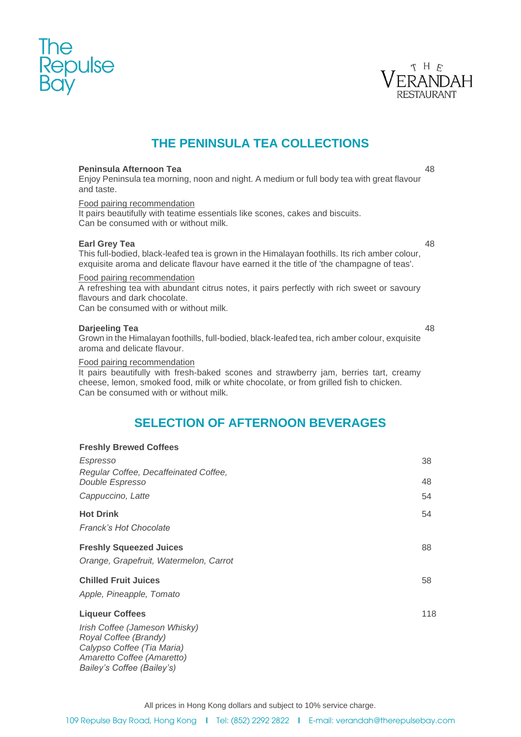The Repulse Bay

THE VERANDAH RESTAURANT

## THE PENINSULA TEA COLLECTIONS

**Peninsula Afternoon Tea** 48

Enjoy Peninsula tea morning, noon and night. A medium or full body tea with great flavour and taste.

Food pairing recommendation

It pairs beautifully with teatime essentials like scones, cakes and biscuits.
Can be consumed with or without milk.

**Earl Grey Tea** 48

This full-bodied, black-leafed tea is grown in the Himalayan foothills. Its rich amber colour, exquisite aroma and delicate flavour have earned it the title of 'the champagne of teas'.

Food pairing recommendation

A refreshing tea with abundant citrus notes, it pairs perfectly with rich sweet or savoury flavours and dark chocolate.
Can be consumed with or without milk.

**Darjeeling Tea** 48

Grown in the Himalayan foothills, full-bodied, black-leafed tea, rich amber colour, exquisite aroma and delicate flavour.

Food pairing recommendation

It pairs beautifully with fresh-baked scones and strawberry jam, berries tart, creamy cheese, lemon, smoked food, milk or white chocolate, or from grilled fish to chicken.
Can be consumed with or without milk.

## SELECTION OF AFTERNOON BEVERAGES

**Freshly Brewed Coffees**

*Espresso* 38

*Regular Coffee, Decaffeinated Coffee, Double Espresso* 48

*Cappuccino, Latte* 54

**Hot Drink** 54

*Franck's Hot Chocolate*

**Freshly Squeezed Juices** 88

*Orange, Grapefruit, Watermelon, Carrot*

**Chilled Fruit Juices** 58

*Apple, Pineapple, Tomato*

**Liqueur Coffees** 118

*Irish Coffee (Jameson Whisky)*
*Royal Coffee (Brandy)*
*Calypso Coffee (Tia Maria)*
*Amaretto Coffee (Amaretto)*
*Bailey's Coffee (Bailey's)*

All prices in Hong Kong dollars and subject to 10% service charge.

109 Repulse Bay Road, Hong Kong | Tel: (852) 2292 2822 | E-mail: verandah@therepulsebay.com